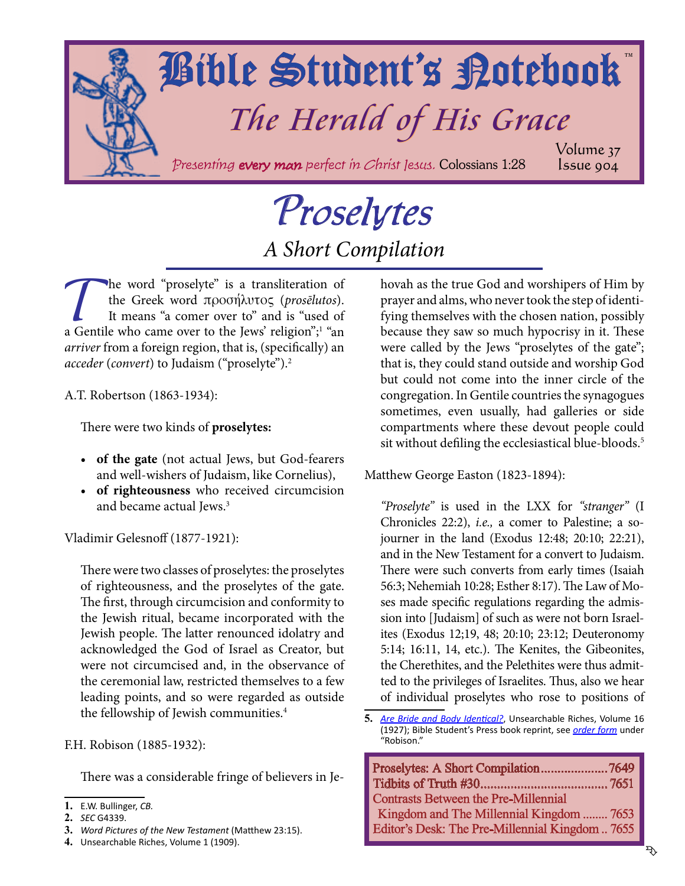# Bible Student's Notebook™

## The Herald of His Grace

*Presenting **every man** perfect in Christ Jesus.* Colossians 1:28

Volume 37
Issue 904

# Proselytes

## A Short Compilation

The word "proselyte" is a transliteration of the Greek word προσήλυτος (*prosēlutos*). It means "a comer over to" and is "used of a Gentile who came over to the Jews' religion";[1] "an *arriver* from a foreign region, that is, (specifically) an *acceder* (*convert*) to Judaism ("proselyte").[2]

A.T. Robertson (1863-1934):

> There were two kinds of **proselytes:**
>
> - **of the gate** (not actual Jews, but God-fearers and well-wishers of Judaism, like Cornelius),
> - **of righteousness** who received circumcision and became actual Jews.[3]

Vladimir Gelesnoff (1877-1921):

> There were two classes of proselytes: the proselytes of righteousness, and the proselytes of the gate. The first, through circumcision and conformity to the Jewish ritual, became incorporated with the Jewish people. The latter renounced idolatry and acknowledged the God of Israel as Creator, but were not circumcised and, in the observance of the ceremonial law, restricted themselves to a few leading points, and so were regarded as outside the fellowship of Jewish communities.[4]

F.H. Robison (1885-1932):

> There was a considerable fringe of believers in Jehovah as the true God and worshipers of Him by prayer and alms, who never took the step of identifying themselves with the chosen nation, possibly because they saw so much hypocrisy in it. These were called by the Jews "proselytes of the gate"; that is, they could stand outside and worship God but could not come into the inner circle of the congregation. In Gentile countries the synagogues sometimes, even usually, had galleries or side compartments where these devout people could sit without defiling the ecclesiastical blue-bloods.[5]

Matthew George Easton (1823-1894):

> *"Proselyte"* is used in the LXX for *"stranger"* (I Chronicles 22:2), *i.e.,* a comer to Palestine; a sojourner in the land (Exodus 12:48; 20:10; 22:21), and in the New Testament for a convert to Judaism. There were such converts from early times (Isaiah 56:3; Nehemiah 10:28; Esther 8:17). The Law of Moses made specific regulations regarding the admission into [Judaism] of such as were not born Israelites (Exodus 12;19, 48; 20:10; 23:12; Deuteronomy 5:14; 16:11, 14, etc.). The Kenites, the Gibeonites, the Cherethites, and the Pelethites were thus admitted to the privileges of Israelites. Thus, also we hear of individual proselytes who rose to positions of

---

1. E.W. Bullinger, *CB*.
2. *SEC* G4339.
3. *Word Pictures of the New Testament* (Matthew 23:15).
4. Unsearchable Riches, Volume 1 (1909).
5. *Are Bride and Body Identical?*, Unsearchable Riches, Volume 16 (1927); Bible Student's Press book reprint, see *order form* under "Robison."

---

| | |
|---|---|
| Proselytes: A Short Compilation | 7649 |
| Tidbits of Truth #30 | 7651 |
| Contrasts Between the Pre-Millennial Kingdom and The Millennial Kingdom | 7653 |
| Editor's Desk: The Pre-Millennial Kingdom | 7655 |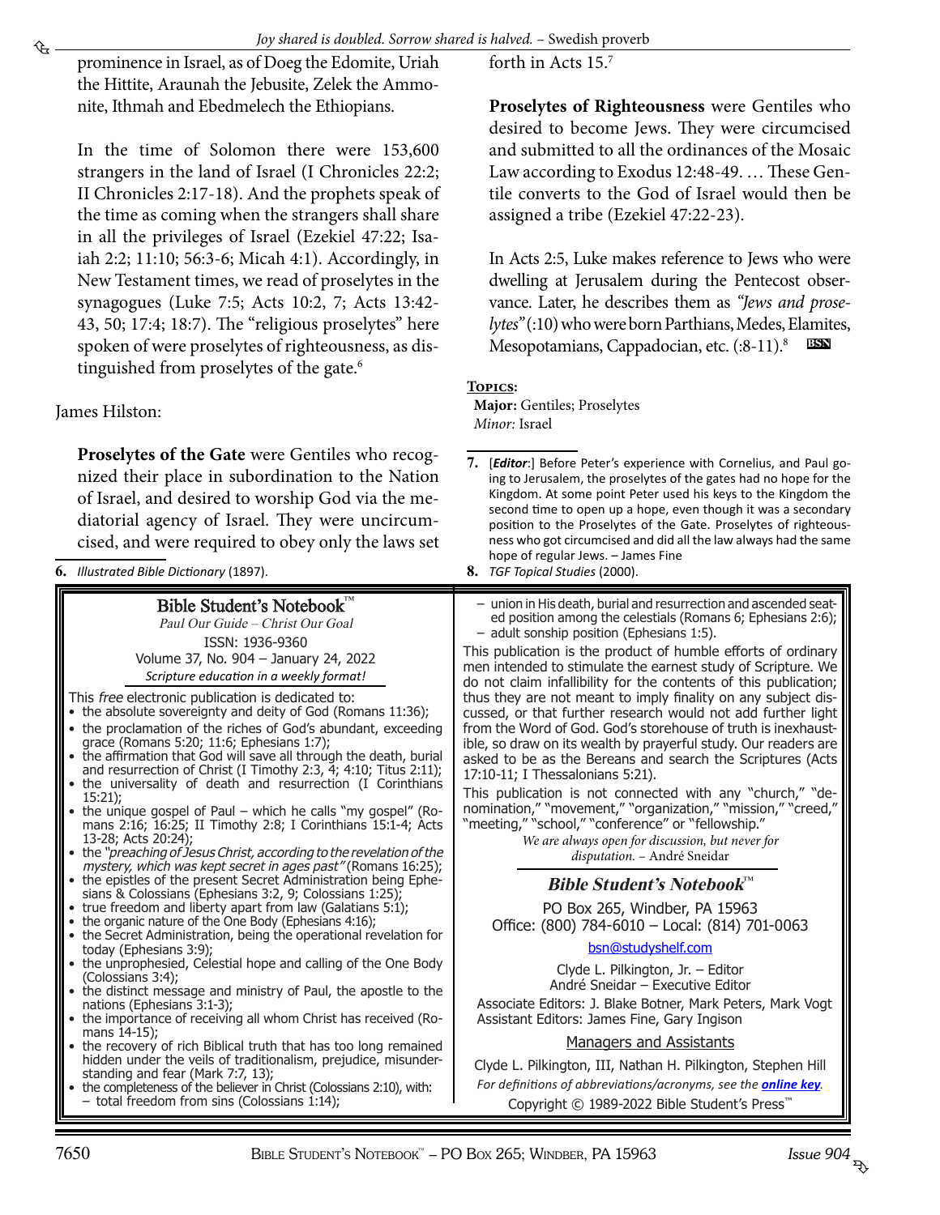prominence in Israel, as of Doeg the Edomite, Uriah the Hittite, Araunah the Jebusite, Zelek the Ammonite, Ithmah and Ebedmelech the Ethiopians.

In the time of Solomon there were 153,600 strangers in the land of Israel (I Chronicles 22:2; II Chronicles 2:17-18). And the prophets speak of the time as coming when the strangers shall share in all the privileges of Israel (Ezekiel 47:22; Isaiah 2:2; 11:10; 56:3-6; Micah 4:1). Accordingly, in New Testament times, we read of proselytes in the synagogues (Luke 7:5; Acts 10:2, 7; Acts 13:42-43, 50; 17:4; 18:7). The "religious proselytes" here spoken of were proselytes of righteousness, as distinguished from proselytes of the gate.[6]

James Hilston:

**Proselytes of the Gate** were Gentiles who recognized their place in subordination to the Nation of Israel, and desired to worship God via the mediatorial agency of Israel. They were uncircumcised, and were required to obey only the laws set forth in Acts 15.[7]

**Proselytes of Righteousness** were Gentiles who desired to become Jews. They were circumcised and submitted to all the ordinances of the Mosaic Law according to Exodus 12:48-49. … These Gentile converts to the God of Israel would then be assigned a tribe (Ezekiel 47:22-23).

In Acts 2:5, Luke makes reference to Jews who were dwelling at Jerusalem during the Pentecost observance. Later, he describes them as *"Jews and proselytes"* (:10) who were born Parthians, Medes, Elamites, Mesopotamians, Cappadocian, etc. (:8-11).[8] BSN

**Topics:**
**Major:** Gentiles; Proselytes
*Minor:* Israel

---

6. *Illustrated Bible Dictionary* (1897).

7. [***Editor***:] Before Peter's experience with Cornelius, and Paul going to Jerusalem, the proselytes of the gates had no hope for the Kingdom. At some point Peter used his keys to the Kingdom the second time to open up a hope, even though it was a secondary position to the Proselytes of the Gate. Proselytes of righteousness who got circumcised and did all the law always had the same hope of regular Jews. – James Fine

8. *TGF Topical Studies* (2000).

---

## Bible Student's Notebook™

*Paul Our Guide – Christ Our Goal*

ISSN: 1936-9360
Volume 37, No. 904 – January 24, 2022
*Scripture education in a weekly format!*

This *free* electronic publication is dedicated to:

- the absolute sovereignty and deity of God (Romans 11:36);
- the proclamation of the riches of God's abundant, exceeding grace (Romans 5:20; 11:6; Ephesians 1:7);
- the affirmation that God will save all through the death, burial and resurrection of Christ (I Timothy 2:3, 4; 4:10; Titus 2:11);
- the universality of death and resurrection (I Corinthians 15:21);
- the unique gospel of Paul – which he calls "my gospel" (Romans 2:16; 16:25; II Timothy 2:8; I Corinthians 15:1-4; Acts 13-28; Acts 20:24);
- the *"preaching of Jesus Christ, according to the revelation of the mystery, which was kept secret in ages past"* (Romans 16:25);
- the epistles of the present Secret Administration being Ephesians & Colossians (Ephesians 3:2, 9; Colossians 1:25);
- true freedom and liberty apart from law (Galatians 5:1);
- the organic nature of the One Body (Ephesians 4:16);
- the Secret Administration, being the operational revelation for today (Ephesians 3:9);
- the unprophesied, Celestial hope and calling of the One Body (Colossians 3:4);
- the distinct message and ministry of Paul, the apostle to the nations (Ephesians 3:1-3);
- the importance of receiving all whom Christ has received (Romans 14-15);
- the recovery of rich Biblical truth that has too long remained hidden under the veils of traditionalism, prejudice, misunderstanding and fear (Mark 7:7, 13);
- the completeness of the believer in Christ (Colossians 2:10), with:
  - total freedom from sins (Colossians 1:14);
  - union in His death, burial and resurrection and ascended seated position among the celestials (Romans 6; Ephesians 2:6);
  - adult sonship position (Ephesians 1:5).

This publication is the product of humble efforts of ordinary men intended to stimulate the earnest study of Scripture. We do not claim infallibility for the contents of this publication; thus they are not meant to imply finality on any subject discussed, or that further research would not add further light from the Word of God. God's storehouse of truth is inexhaustible, so draw on its wealth by prayerful study. Our readers are asked to be as the Bereans and search the Scriptures (Acts 17:10-11; I Thessalonians 5:21).

This publication is not connected with any "church," "denomination," "movement," "organization," "mission," "creed," "meeting," "school," "conference" or "fellowship."

*We are always open for discussion, but never for disputation.* – André Sneidar

### *Bible Student's Notebook*™

PO Box 265, Windber, PA 15963
Office: (800) 784-6010 – Local: (814) 701-0063
bsn@studyshelf.com

Clyde L. Pilkington, Jr. – Editor
André Sneidar – Executive Editor
Associate Editors: J. Blake Botner, Mark Peters, Mark Vogt
Assistant Editors: James Fine, Gary Ingison

Managers and Assistants

Clyde L. Pilkington, III, Nathan H. Pilkington, Stephen Hill

*For definitions of abbreviations/acronyms, see the* ***online key***.

Copyright © 1989-2022 Bible Student's Press™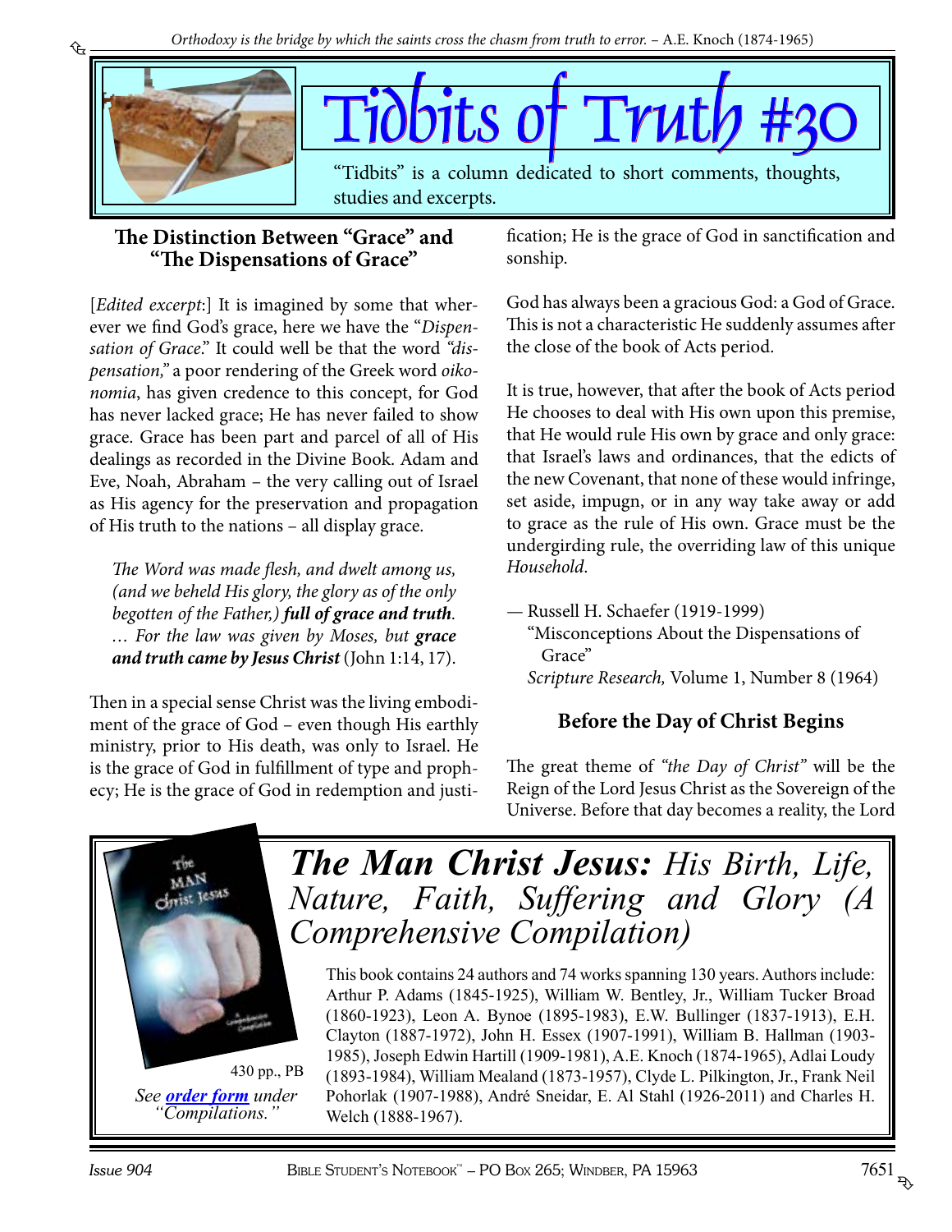# Tidbits of Truth #30

"Tidbits" is a column dedicated to short comments, thoughts, studies and excerpts.

## The Distinction Between "Grace" and "The Dispensations of Grace"

[*Edited excerpt*:] It is imagined by some that wherever we find God's grace, here we have the "*Dispensation of Grace*." It could well be that the word *"dispensation,"* a poor rendering of the Greek word *oikonomia*, has given credence to this concept, for God has never lacked grace; He has never failed to show grace. Grace has been part and parcel of all of His dealings as recorded in the Divine Book. Adam and Eve, Noah, Abraham – the very calling out of Israel as His agency for the preservation and propagation of His truth to the nations – all display grace.

> *The Word was made flesh, and dwelt among us, (and we beheld His glory, the glory as of the only begotten of the Father,)* ***full of grace and truth****. … For the law was given by Moses, but* ***grace and truth came by Jesus Christ*** (John 1:14, 17).

Then in a special sense Christ was the living embodiment of the grace of God – even though His earthly ministry, prior to His death, was only to Israel. He is the grace of God in fulfillment of type and prophecy; He is the grace of God in redemption and justification; He is the grace of God in sanctification and sonship.

God has always been a gracious God: a God of Grace. This is not a characteristic He suddenly assumes after the close of the book of Acts period.

It is true, however, that after the book of Acts period He chooses to deal with His own upon this premise, that He would rule His own by grace and only grace: that Israel's laws and ordinances, that the edicts of the new Covenant, that none of these would infringe, set aside, impugn, or in any way take away or add to grace as the rule of His own. Grace must be the undergirding rule, the overriding law of this unique *Household*.

— Russell H. Schaefer (1919-1999)
"Misconceptions About the Dispensations of Grace"
*Scripture Research,* Volume 1, Number 8 (1964)

## Before the Day of Christ Begins

The great theme of *"the Day of Christ"* will be the Reign of the Lord Jesus Christ as the Sovereign of the Universe. Before that day becomes a reality, the Lord

---

***The Man Christ Jesus:*** *His Birth, Life, Nature, Faith, Suffering and Glory (A Comprehensive Compilation)*

This book contains 24 authors and 74 works spanning 130 years. Authors include: Arthur P. Adams (1845-1925), William W. Bentley, Jr., William Tucker Broad (1860-1923), Leon A. Bynoe (1895-1983), E.W. Bullinger (1837-1913), E.H. Clayton (1887-1972), John H. Essex (1907-1991), William B. Hallman (1903-1985), Joseph Edwin Hartill (1909-1981), A.E. Knoch (1874-1965), Adlai Loudy (1893-1984), William Mealand (1873-1957), Clyde L. Pilkington, Jr., Frank Neil Pohorlak (1907-1988), André Sneidar, E. Al Stahl (1926-2011) and Charles H. Welch (1888-1967).

430 pp., PB

*See **order form** under "Compilations."*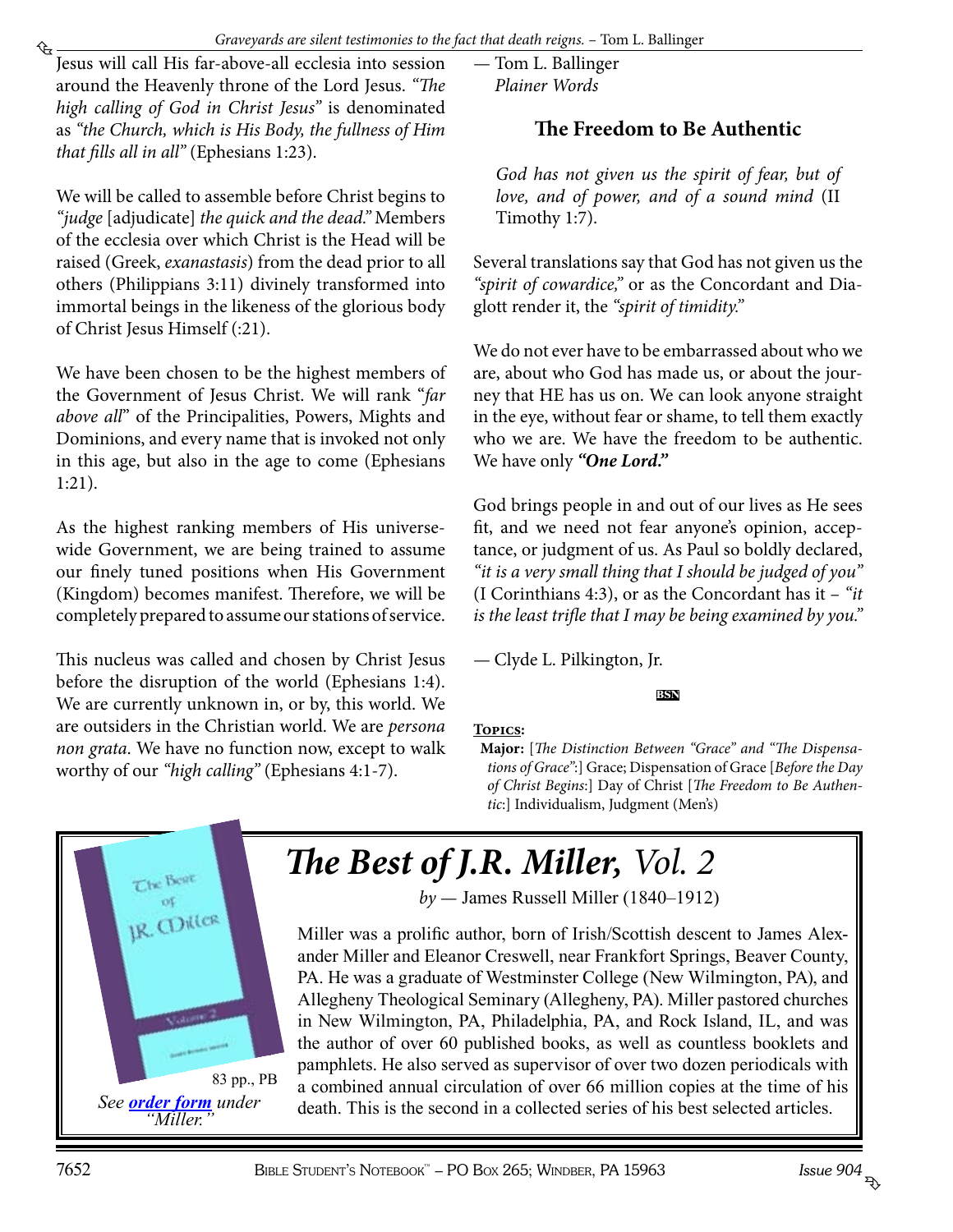Jesus will call His far-above-all ecclesia into session around the Heavenly throne of the Lord Jesus. *"The high calling of God in Christ Jesus"* is denominated as *"the Church, which is His Body, the fullness of Him that fills all in all"* (Ephesians 1:23).

We will be called to assemble before Christ begins to *"judge* [adjudicate] *the quick and the dead."* Members of the ecclesia over which Christ is the Head will be raised (Greek, *exanastasis*) from the dead prior to all others (Philippians 3:11) divinely transformed into immortal beings in the likeness of the glorious body of Christ Jesus Himself (:21).

We have been chosen to be the highest members of the Government of Jesus Christ. We will rank "*far above all*" of the Principalities, Powers, Mights and Dominions, and every name that is invoked not only in this age, but also in the age to come (Ephesians 1:21).

As the highest ranking members of His universe-wide Government, we are being trained to assume our finely tuned positions when His Government (Kingdom) becomes manifest. Therefore, we will be completely prepared to assume our stations of service.

This nucleus was called and chosen by Christ Jesus before the disruption of the world (Ephesians 1:4). We are currently unknown in, or by, this world. We are outsiders in the Christian world. We are *persona non grata*. We have no function now, except to walk worthy of our *"high calling"* (Ephesians 4:1-7).

— Tom L. Ballinger
*Plainer Words*

## The Freedom to Be Authentic

*God has not given us the spirit of fear, but of love, and of power, and of a sound mind* (II Timothy 1:7).

Several translations say that God has not given us the *"spirit of cowardice,"* or as the Concordant and Diaglott render it, the *"spirit of timidity."*

We do not ever have to be embarrassed about who we are, about who God has made us, or about the journey that HE has us on. We can look anyone straight in the eye, without fear or shame, to tell them exactly who we are. We have the freedom to be authentic. We have only ***"One Lord."***

God brings people in and out of our lives as He sees fit, and we need not fear anyone's opinion, acceptance, or judgment of us. As Paul so boldly declared, *"it is a very small thing that I should be judged of you"* (I Corinthians 4:3), or as the Concordant has it – *"it is the least trifle that I may be being examined by you."*

— Clyde L. Pilkington, Jr.

BSN

**Topics:**
**Major:** [*The Distinction Between "Grace" and "The Dispensations of Grace"*:] Grace; Dispensation of Grace [*Before the Day of Christ Begins*:] Day of Christ [*The Freedom to Be Authentic*:] Individualism, Judgment (Men's)

## *The Best of J.R. Miller,* Vol. 2

*by* — James Russell Miller (1840–1912)

Miller was a prolific author, born of Irish/Scottish descent to James Alexander Miller and Eleanor Creswell, near Frankfort Springs, Beaver County, PA. He was a graduate of Westminster College (New Wilmington, PA), and Allegheny Theological Seminary (Allegheny, PA). Miller pastored churches in New Wilmington, PA, Philadelphia, PA, and Rock Island, IL, and was the author of over 60 published books, as well as countless booklets and pamphlets. He also served as supervisor of over two dozen periodicals with a combined annual circulation of over 66 million copies at the time of his death. This is the second in a collected series of his best selected articles.

83 pp., PB

*See order form under "Miller."*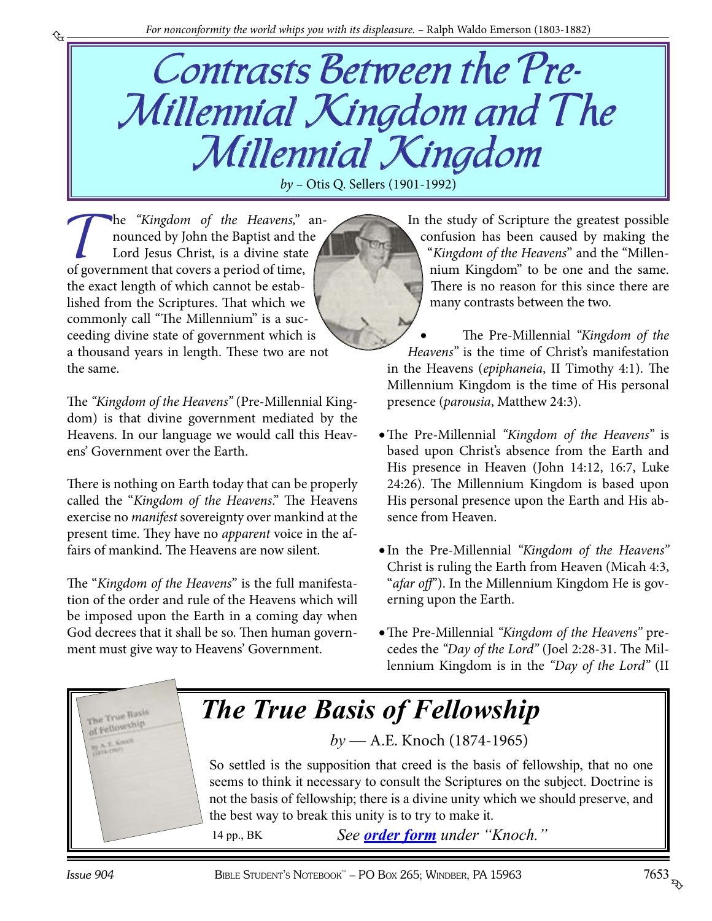*For nonconformity the world whips you with its displeasure.* – Ralph Waldo Emerson (1803-1882)

# Contrasts Between the Pre-Millennial Kingdom and The Millennial Kingdom

*by* – Otis Q. Sellers (1901-1992)

The *"Kingdom of the Heavens,"* announced by John the Baptist and the Lord Jesus Christ, is a divine state of government that covers a period of time, the exact length of which cannot be established from the Scriptures. That which we commonly call "The Millennium" is a succeeding divine state of government which is a thousand years in length. These two are not the same.

The *"Kingdom of the Heavens"* (Pre-Millennial Kingdom) is that divine government mediated by the Heavens. In our language we would call this Heavens' Government over the Earth.

There is nothing on Earth today that can be properly called the "*Kingdom of the Heavens*." The Heavens exercise no *manifest* sovereignty over mankind at the present time. They have no *apparent* voice in the affairs of mankind. The Heavens are now silent.

The "*Kingdom of the Heavens*" is the full manifestation of the order and rule of the Heavens which will be imposed upon the Earth in a coming day when God decrees that it shall be so. Then human government must give way to Heavens' Government.

In the study of Scripture the greatest possible confusion has been caused by making the "*Kingdom of the Heavens*" and the "Millennium Kingdom" to be one and the same. There is no reason for this since there are many contrasts between the two.

- The Pre-Millennial *"Kingdom of the Heavens"* is the time of Christ's manifestation in the Heavens (*epiphaneia*, II Timothy 4:1). The Millennium Kingdom is the time of His personal presence (*parousia*, Matthew 24:3).
- The Pre-Millennial *"Kingdom of the Heavens"* is based upon Christ's absence from the Earth and His presence in Heaven (John 14:12, 16:7, Luke 24:26). The Millennium Kingdom is based upon His personal presence upon the Earth and His absence from Heaven.
- In the Pre-Millennial *"Kingdom of the Heavens"* Christ is ruling the Earth from Heaven (Micah 4:3, "*afar off*"). In the Millennium Kingdom He is governing upon the Earth.
- The Pre-Millennial *"Kingdom of the Heavens"* precedes the *"Day of the Lord"* (Joel 2:28-31. The Millennium Kingdom is in the *"Day of the Lord"* (II

## *The True Basis of Fellowship*

*by* — A.E. Knoch (1874-1965)

So settled is the supposition that creed is the basis of fellowship, that no one seems to think it necessary to consult the Scriptures on the subject. Doctrine is not the basis of fellowship; there is a divine unity which we should preserve, and the best way to break this unity is to try to make it.

14 pp., BK *See order form under "Knoch."*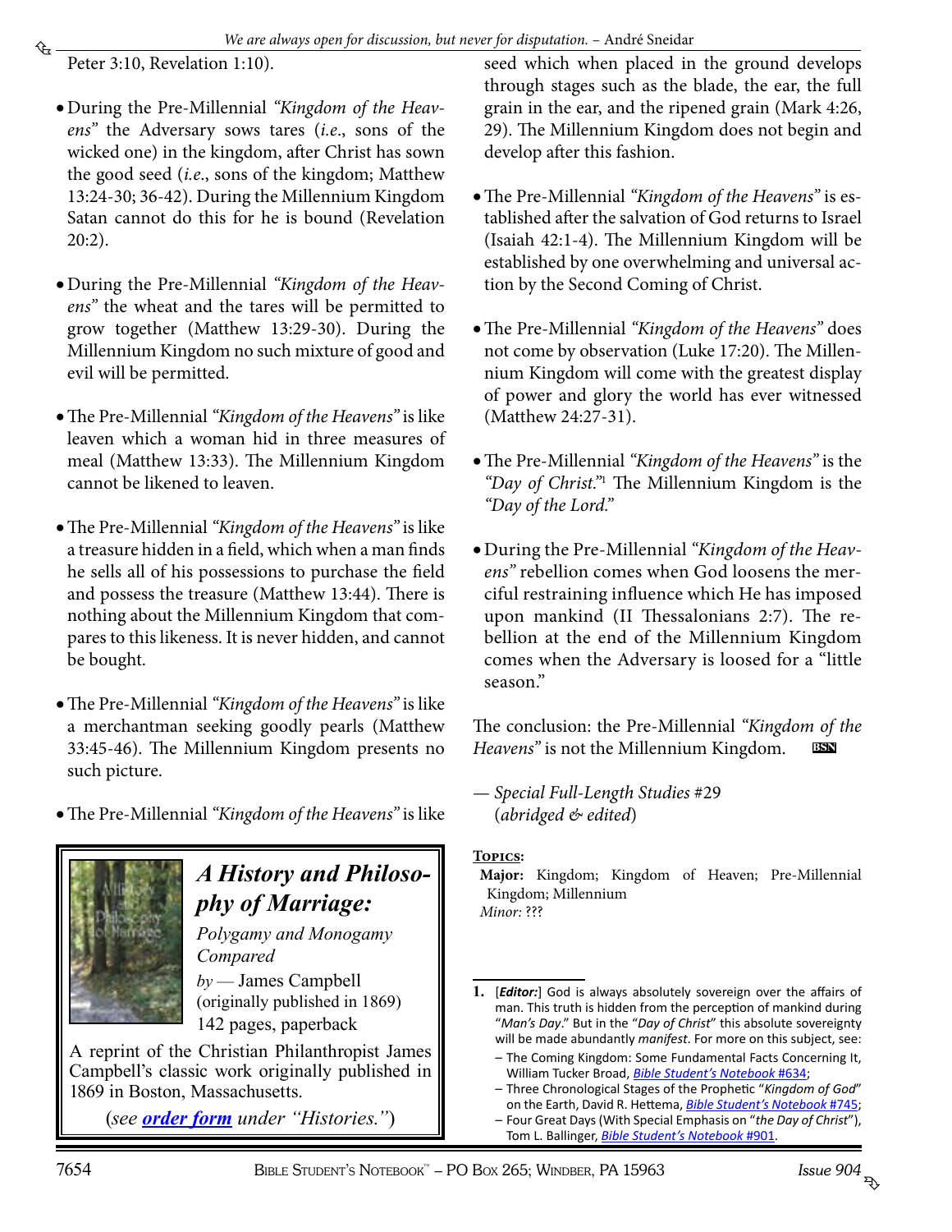Peter 3:10, Revelation 1:10).

- During the Pre-Millennial *"Kingdom of the Heavens"* the Adversary sows tares (*i.e.*, sons of the wicked one) in the kingdom, after Christ has sown the good seed (*i.e.*, sons of the kingdom; Matthew 13:24-30; 36-42). During the Millennium Kingdom Satan cannot do this for he is bound (Revelation 20:2).

- During the Pre-Millennial *"Kingdom of the Heavens"* the wheat and the tares will be permitted to grow together (Matthew 13:29-30). During the Millennium Kingdom no such mixture of good and evil will be permitted.

- The Pre-Millennial *"Kingdom of the Heavens"* is like leaven which a woman hid in three measures of meal (Matthew 13:33). The Millennium Kingdom cannot be likened to leaven.

- The Pre-Millennial *"Kingdom of the Heavens"* is like a treasure hidden in a field, which when a man finds he sells all of his possessions to purchase the field and possess the treasure (Matthew 13:44). There is nothing about the Millennium Kingdom that compares to this likeness. It is never hidden, and cannot be bought.

- The Pre-Millennial *"Kingdom of the Heavens"* is like a merchantman seeking goodly pearls (Matthew 33:45-46). The Millennium Kingdom presents no such picture.

- The Pre-Millennial *"Kingdom of the Heavens"* is like seed which when placed in the ground develops through stages such as the blade, the ear, the full grain in the ear, and the ripened grain (Mark 4:26, 29). The Millennium Kingdom does not begin and develop after this fashion.

- The Pre-Millennial *"Kingdom of the Heavens"* is established after the salvation of God returns to Israel (Isaiah 42:1-4). The Millennium Kingdom will be established by one overwhelming and universal action by the Second Coming of Christ.

- The Pre-Millennial *"Kingdom of the Heavens"* does not come by observation (Luke 17:20). The Millennium Kingdom will come with the greatest display of power and glory the world has ever witnessed (Matthew 24:27-31).

- The Pre-Millennial *"Kingdom of the Heavens"* is the *"Day of Christ."*[1] The Millennium Kingdom is the *"Day of the Lord."*

- During the Pre-Millennial *"Kingdom of the Heavens"* rebellion comes when God loosens the merciful restraining influence which He has imposed upon mankind (II Thessalonians 2:7). The rebellion at the end of the Millennium Kingdom comes when the Adversary is loosed for a "little season."

The conclusion: the Pre-Millennial *"Kingdom of the Heavens"* is not the Millennium Kingdom. BSN

— *Special Full-Length Studies* #29 (*abridged & edited*)

**Topics:**
**Major:** Kingdom; Kingdom of Heaven; Pre-Millennial Kingdom; Millennium
*Minor:* ???

---

**A History and Philosophy of Marriage:**
*Polygamy and Monogamy Compared*
*by* — James Campbell
(originally published in 1869)
142 pages, paperback

A reprint of the Christian Philanthropist James Campbell's classic work originally published in 1869 in Boston, Massachusetts.

(*see* ***order form*** *under "Histories."*)

---

1. [***Editor:***] God is always absolutely sovereign over the affairs of man. This truth is hidden from the perception of mankind during "*Man's Day*." But in the "*Day of Christ*" this absolute sovereignty will be made abundantly *manifest*. For more on this subject, see:
   - The Coming Kingdom: Some Fundamental Facts Concerning It, William Tucker Broad, *Bible Student's Notebook* #634;
   - Three Chronological Stages of the Prophetic "*Kingdom of God*" on the Earth, David R. Hettema, *Bible Student's Notebook* #745;
   - Four Great Days (With Special Emphasis on "*the Day of Christ*"), Tom L. Ballinger, *Bible Student's Notebook* #901.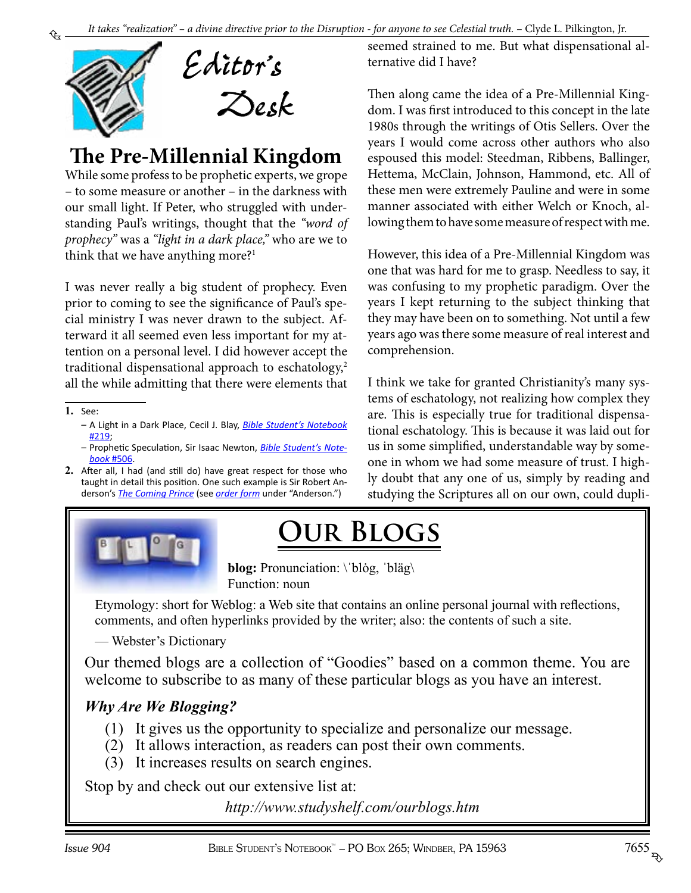*It takes "realization" – a divine directive prior to the Disruption - for anyone to see Celestial truth.* – Clyde L. Pilkington, Jr.

# Editor's Desk

## The Pre-Millennial Kingdom

While some profess to be prophetic experts, we grope – to some measure or another – in the darkness with our small light. If Peter, who struggled with understanding Paul's writings, thought that the *"word of prophecy"* was a *"light in a dark place,"* who are we to think that we have anything more?[1]

I was never really a big student of prophecy. Even prior to coming to see the significance of Paul's special ministry I was never drawn to the subject. Afterward it all seemed even less important for my attention on a personal level. I did however accept the traditional dispensational approach to eschatology,[2] all the while admitting that there were elements that seemed strained to me. But what dispensational alternative did I have?

Then along came the idea of a Pre-Millennial Kingdom. I was first introduced to this concept in the late 1980s through the writings of Otis Sellers. Over the years I would come across other authors who also espoused this model: Steedman, Ribbens, Ballinger, Hettema, McClain, Johnson, Hammond, etc. All of these men were extremely Pauline and were in some manner associated with either Welch or Knoch, allowing them to have some measure of respect with me.

However, this idea of a Pre-Millennial Kingdom was one that was hard for me to grasp. Needless to say, it was confusing to my prophetic paradigm. Over the years I kept returning to the subject thinking that they may have been on to something. Not until a few years ago was there some measure of real interest and comprehension.

I think we take for granted Christianity's many systems of eschatology, not realizing how complex they are. This is especially true for traditional dispensational eschatology. This is because it was laid out for us in some simplified, understandable way by someone in whom we had some measure of trust. I highly doubt that any one of us, simply by reading and studying the Scriptures all on our own, could dupli-

---

1. See:
   – A Light in a Dark Place, Cecil J. Blay, *Bible Student's Notebook* #219;
   – Prophetic Speculation, Sir Isaac Newton, *Bible Student's Notebook* #506.
2. After all, I had (and still do) have great respect for those who taught in detail this position. One such example is Sir Robert Anderson's *The Coming Prince* (see order form under "Anderson.")

---

## Our Blogs

**blog:** Pronunciation: \ˈblȯg, ˈbläg\
Function: noun

Etymology: short for Weblog: a Web site that contains an online personal journal with reflections, comments, and often hyperlinks provided by the writer; also: the contents of such a site.

— Webster's Dictionary

Our themed blogs are a collection of "Goodies" based on a common theme. You are welcome to subscribe to as many of these particular blogs as you have an interest.

### *Why Are We Blogging?*

(1) It gives us the opportunity to specialize and personalize our message.
(2) It allows interaction, as readers can post their own comments.
(3) It increases results on search engines.

Stop by and check out our extensive list at:

*http://www.studyshelf.com/ourblogs.htm*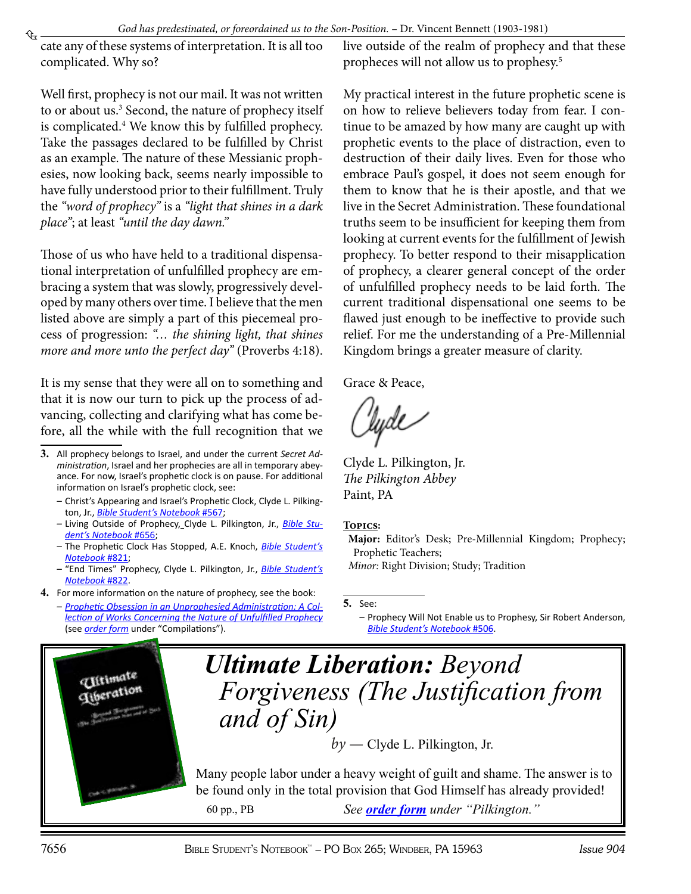cate any of these systems of interpretation. It is all too complicated. Why so?

Well first, prophecy is not our mail. It was not written to or about us.[3] Second, the nature of prophecy itself is complicated.[4] We know this by fulfilled prophecy. Take the passages declared to be fulfilled by Christ as an example. The nature of these Messianic prophesies, now looking back, seems nearly impossible to have fully understood prior to their fulfillment. Truly the *"word of prophecy"* is a *"light that shines in a dark place"*; at least *"until the day dawn."*

Those of us who have held to a traditional dispensational interpretation of unfulfilled prophecy are embracing a system that was slowly, progressively developed by many others over time. I believe that the men listed above are simply a part of this piecemeal process of progression: *"... the shining light, that shines more and more unto the perfect day"* (Proverbs 4:18).

It is my sense that they were all on to something and that it is now our turn to pick up the process of advancing, collecting and clarifying what has come before, all the while with the full recognition that we live outside of the realm of prophecy and that these propheces will not allow us to prophesy.[5]

My practical interest in the future prophetic scene is on how to relieve believers today from fear. I continue to be amazed by how many are caught up with prophetic events to the place of distraction, even to destruction of their daily lives. Even for those who embrace Paul's gospel, it does not seem enough for them to know that he is their apostle, and that we live in the Secret Administration. These foundational truths seem to be insufficient for keeping them from looking at current events for the fulfillment of Jewish prophecy. To better respond to their misapplication of prophecy, a clearer general concept of the order of unfulfilled prophecy needs to be laid forth. The current traditional dispensational one seems to be flawed just enough to be ineffective to provide such relief. For me the understanding of a Pre-Millennial Kingdom brings a greater measure of clarity.

Grace & Peace,

Clyde

Clyde L. Pilkington, Jr.
*The Pilkington Abbey*
Paint, PA

**Topics:**
**Major:** Editor's Desk; Pre-Millennial Kingdom; Prophecy; Prophetic Teachers;
*Minor:* Right Division; Study; Tradition

---

**3.** All prophecy belongs to Israel, and under the current *Secret Administration*, Israel and her prophecies are all in temporary abeyance. For now, Israel's prophetic clock is on pause. For additional information on Israel's prophetic clock, see:
- Christ's Appearing and Israel's Prophetic Clock, Clyde L. Pilkington, Jr., *Bible Student's Notebook* #567;
- Living Outside of Prophecy, Clyde L. Pilkington, Jr., *Bible Student's Notebook* #656;
- The Prophetic Clock Has Stopped, A.E. Knoch, *Bible Student's Notebook* #821;
- "End Times" Prophecy, Clyde L. Pilkington, Jr., *Bible Student's Notebook* #822.

**4.** For more information on the nature of prophecy, see the book:
- *Prophetic Obsession in an Unprophesied Administration: A Collection of Works Concerning the Nature of Unfulfilled Prophecy* (see order form under "Compilations").

**5.** See:
- Prophecy Will Not Enable us to Prophesy, Sir Robert Anderson, *Bible Student's Notebook* #506.

---

## *Ultimate Liberation:* Beyond Forgiveness (The Justification from and of Sin)

*by* — Clyde L. Pilkington, Jr.

Many people labor under a heavy weight of guilt and shame. The answer is to be found only in the total provision that God Himself has already provided!

60 pp., PB — *See **order form** under "Pilkington."*